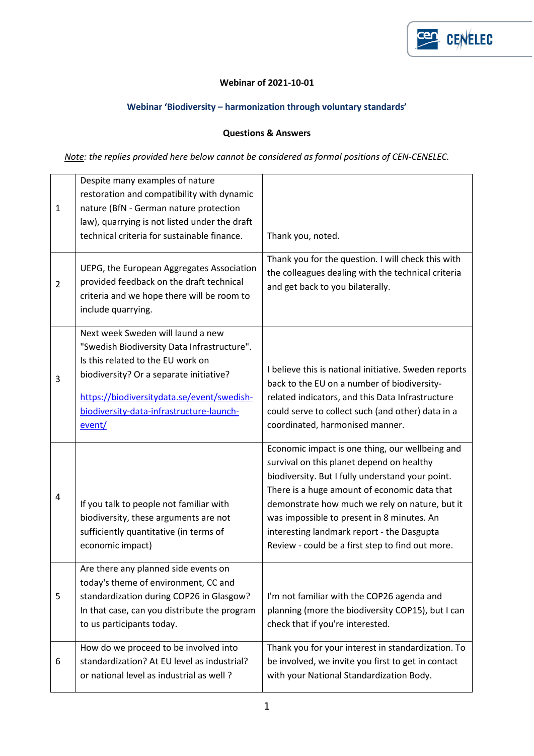**Webinar of 2021-10-01**

## Webinar 'Biodiversity – harmonization through voluntary standards'

**Questions & Answers**

*Note: the replies provided here below cannot be considered as formal positions of CEN-CENELEC.*

| | | |
|---|---|---|
| 1 | Despite many examples of nature restoration and compatibility with dynamic nature (BfN - German nature protection law), quarrying is not listed under the draft technical criteria for sustainable finance. | Thank you, noted. |
| 2 | UEPG, the European Aggregates Association provided feedback on the draft technical criteria and we hope there will be room to include quarrying. | Thank you for the question. I will check this with the colleagues dealing with the technical criteria and get back to you bilaterally. |
| 3 | Next week Sweden will laund a new "Swedish Biodiversity Data Infrastructure". Is this related to the EU work on biodiversity? Or a separate initiative? https://biodiversitydata.se/event/swedish-biodiversity-data-infrastructure-launch-event/ | I believe this is national initiative. Sweden reports back to the EU on a number of biodiversity-related indicators, and this Data Infrastructure could serve to collect such (and other) data in a coordinated, harmonised manner. |
| 4 | If you talk to people not familiar with biodiversity, these arguments are not sufficiently quantitative (in terms of economic impact) | Economic impact is one thing, our wellbeing and survival on this planet depend on healthy biodiversity. But I fully understand your point. There is a huge amount of economic data that demonstrate how much we rely on nature, but it was impossible to present in 8 minutes. An interesting landmark report - the Dasgupta Review - could be a first step to find out more. |
| 5 | Are there any planned side events on today's theme of environment, CC and standardization during COP26 in Glasgow? In that case, can you distribute the program to us participants today. | I'm not familiar with the COP26 agenda and planning (more the biodiversity COP15), but I can check that if you're interested. |
| 6 | How do we proceed to be involved into standardization? At EU level as industrial? or national level as industrial as well ? | Thank you for your interest in standardization. To be involved, we invite you first to get in contact with your National Standardization Body. |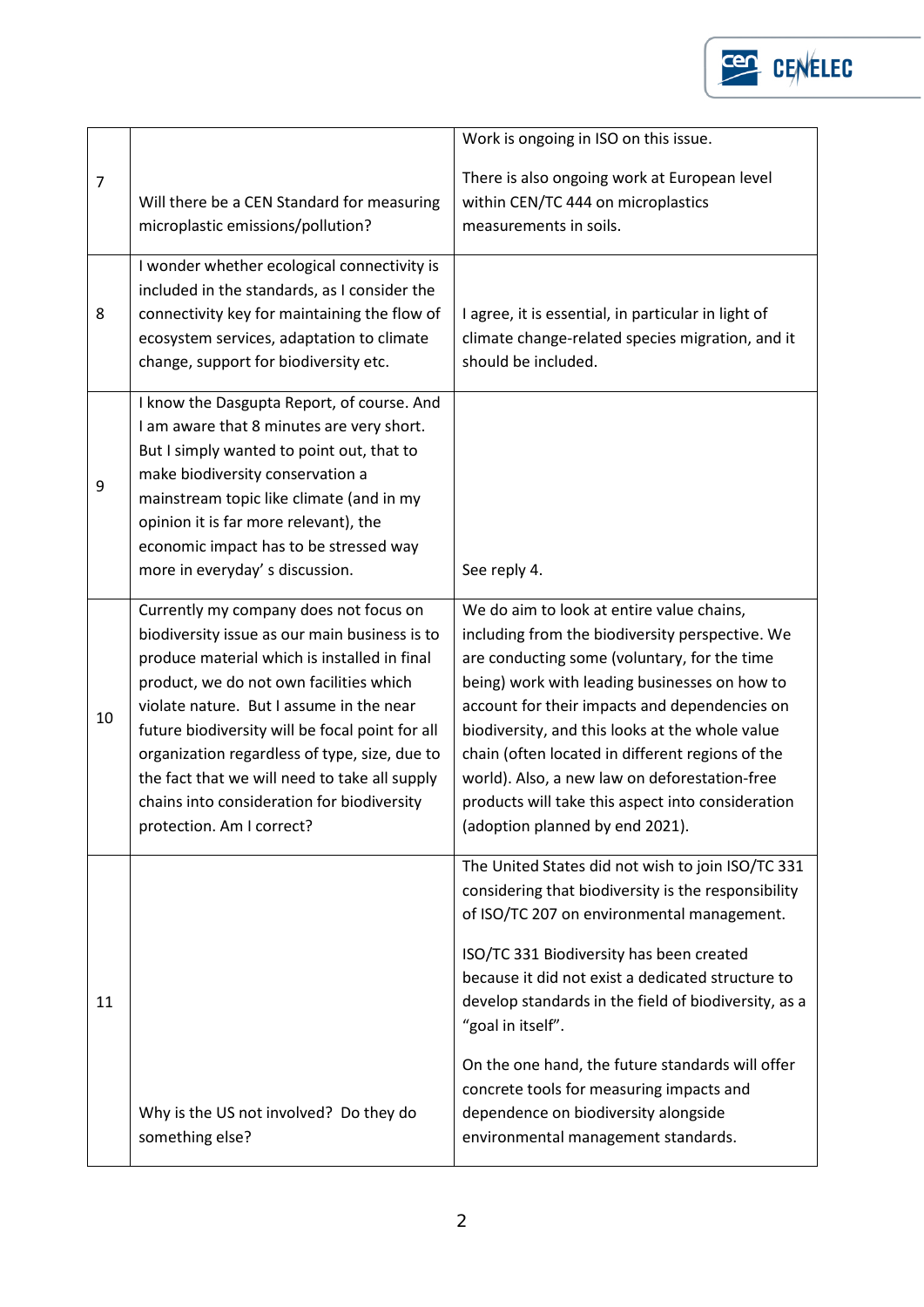| | | |
|---|---|---|
| 7 | Will there be a CEN Standard for measuring microplastic emissions/pollution? | Work is ongoing in ISO on this issue.<br><br>There is also ongoing work at European level within CEN/TC 444 on microplastics measurements in soils. |
| 8 | I wonder whether ecological connectivity is included in the standards, as I consider the connectivity key for maintaining the flow of ecosystem services, adaptation to climate change, support for biodiversity etc. | I agree, it is essential, in particular in light of climate change-related species migration, and it should be included. |
| 9 | I know the Dasgupta Report, of course. And I am aware that 8 minutes are very short. But I simply wanted to point out, that to make biodiversity conservation a mainstream topic like climate (and in my opinion it is far more relevant), the economic impact has to be stressed way more in everyday' s discussion. | See reply 4. |
| 10 | Currently my company does not focus on biodiversity issue as our main business is to produce material which is installed in final product, we do not own facilities which violate nature. But I assume in the near future biodiversity will be focal point for all organization regardless of type, size, due to the fact that we will need to take all supply chains into consideration for biodiversity protection. Am I correct? | We do aim to look at entire value chains, including from the biodiversity perspective. We are conducting some (voluntary, for the time being) work with leading businesses on how to account for their impacts and dependencies on biodiversity, and this looks at the whole value chain (often located in different regions of the world). Also, a new law on deforestation-free products will take this aspect into consideration (adoption planned by end 2021). |
| 11 | Why is the US not involved? Do they do something else? | The United States did not wish to join ISO/TC 331 considering that biodiversity is the responsibility of ISO/TC 207 on environmental management.<br><br>ISO/TC 331 Biodiversity has been created because it did not exist a dedicated structure to develop standards in the field of biodiversity, as a "goal in itself".<br><br>On the one hand, the future standards will offer concrete tools for measuring impacts and dependence on biodiversity alongside environmental management standards. |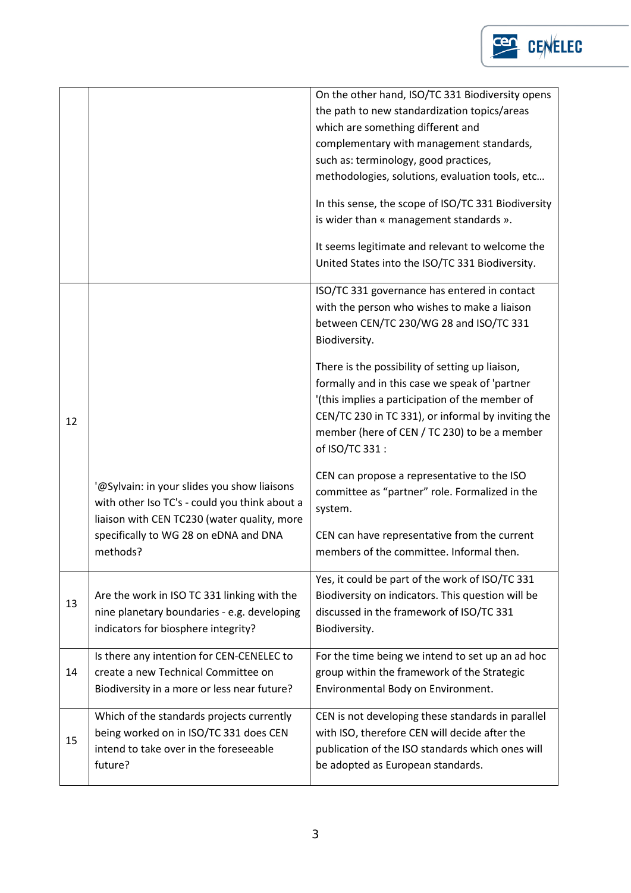| | | |
|---|---|---|
| | | On the other hand, ISO/TC 331 Biodiversity opens the path to new standardization topics/areas which are something different and complementary with management standards, such as: terminology, good practices, methodologies, solutions, evaluation tools, etc…<br><br>In this sense, the scope of ISO/TC 331 Biodiversity is wider than « management standards ».<br><br>It seems legitimate and relevant to welcome the United States into the ISO/TC 331 Biodiversity. |
| 12 | '@Sylvain: in your slides you show liaisons with other Iso TC's - could you think about a liaison with CEN TC230 (water quality, more specifically to WG 28 on eDNA and DNA methods? | ISO/TC 331 governance has entered in contact with the person who wishes to make a liaison between CEN/TC 230/WG 28 and ISO/TC 331 Biodiversity.<br><br>There is the possibility of setting up liaison, formally and in this case we speak of 'partner '(this implies a participation of the member of CEN/TC 230 in TC 331), or informal by inviting the member (here of CEN / TC 230) to be a member of ISO/TC 331 :<br><br>CEN can propose a representative to the ISO committee as "partner" role. Formalized in the system.<br><br>CEN can have representative from the current members of the committee. Informal then. |
| 13 | Are the work in ISO TC 331 linking with the nine planetary boundaries - e.g. developing indicators for biosphere integrity? | Yes, it could be part of the work of ISO/TC 331 Biodiversity on indicators. This question will be discussed in the framework of ISO/TC 331 Biodiversity. |
| 14 | Is there any intention for CEN-CENELEC to create a new Technical Committee on Biodiversity in a more or less near future? | For the time being we intend to set up an ad hoc group within the framework of the Strategic Environmental Body on Environment. |
| 15 | Which of the standards projects currently being worked on in ISO/TC 331 does CEN intend to take over in the foreseeable future? | CEN is not developing these standards in parallel with ISO, therefore CEN will decide after the publication of the ISO standards which ones will be adopted as European standards. |